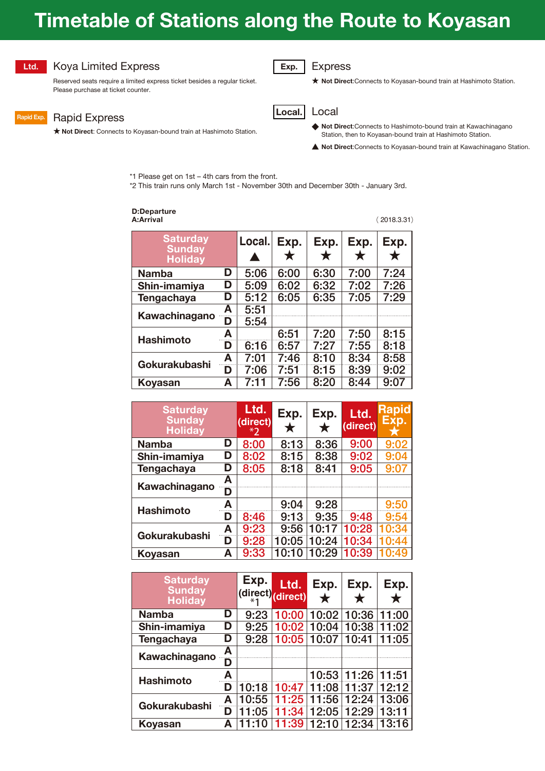# Timetable of Stations along the Route to Koyasan

**Ltd.** Koya Limited Express

Reserved seats require a limited express ticket besides a regular ticket. Please purchase at ticket counter.

**Rapid Exp.** Rapid Express

★ **Not Direct**: Connects to Koyasan-bound train at Hashimoto Station.

**Exp.** Express

★ **Not Direct**:Connects to Koyasan-bound train at Hashimoto Station.

**Local.** Local

◆ **Not Direct**:Connects to Hashimoto-bound train at Kawachinagano Station, then to Koyasan-bound train at Hashimoto Station.

▲ **Not Direct**:Connects to Koyasan-bound train at Kawachinagano Station.

*1 Please get on 1st – 4th cars from the front.
*2 This train runs only March 1st - November 30th and December 30th - January 3rd.

**D:Departure**
**A:Arrival**

(2018.3.31)

| Saturday Sunday Holiday | | Local. ▲ | Exp. ★ | Exp. ★ | Exp. ★ | Exp. ★ |
|---|---|---|---|---|---|---|
| Namba | D | 5:06 | 6:00 | 6:30 | 7:00 | 7:24 |
| Shin-imamiya | D | 5:09 | 6:02 | 6:32 | 7:02 | 7:26 |
| Tengachaya | D | 5:12 | 6:05 | 6:35 | 7:05 | 7:29 |
| Kawachinagano | A | 5:51 | | | | |
| | D | 5:54 | | | | |
| Hashimoto | A | | 6:51 | 7:20 | 7:50 | 8:15 |
| | D | 6:16 | 6:57 | 7:27 | 7:55 | 8:18 |
| Gokurakubashi | A | 7:01 | 7:46 | 8:10 | 8:34 | 8:58 |
| | D | 7:06 | 7:51 | 8:15 | 8:39 | 9:02 |
| Koyasan | A | 7:11 | 7:56 | 8:20 | 8:44 | 9:07 |

| Saturday Sunday Holiday | | Ltd. (direct) *2 | Exp. ★ | Exp. ★ | Ltd. (direct) | Rapid Exp. ★ |
|---|---|---|---|---|---|---|
| Namba | D | 8:00 | 8:13 | 8:36 | 9:00 | 9:02 |
| Shin-imamiya | D | 8:02 | 8:15 | 8:38 | 9:02 | 9:04 |
| Tengachaya | D | 8:05 | 8:18 | 8:41 | 9:05 | 9:07 |
| Kawachinagano | A | | | | | |
| | D | | | | | |
| Hashimoto | A | | 9:04 | 9:28 | | 9:50 |
| | D | 8:46 | 9:13 | 9:35 | 9:48 | 9:54 |
| Gokurakubashi | A | 9:23 | 9:56 | 10:17 | 10:28 | 10:34 |
| | D | 9:28 | 10:05 | 10:24 | 10:34 | 10:44 |
| Koyasan | A | 9:33 | 10:10 | 10:29 | 10:39 | 10:49 |

| Saturday Sunday Holiday | | Exp. (direct) *1 | Ltd. (direct) | Exp. ★ | Exp. ★ | Exp. ★ |
|---|---|---|---|---|---|---|
| Namba | D | 9:23 | 10:00 | 10:02 | 10:36 | 11:00 |
| Shin-imamiya | D | 9:25 | 10:02 | 10:04 | 10:38 | 11:02 |
| Tengachaya | D | 9:28 | 10:05 | 10:07 | 10:41 | 11:05 |
| Kawachinagano | A | | | | | |
| | D | | | | | |
| Hashimoto | A | | | 10:53 | 11:26 | 11:51 |
| | D | 10:18 | 10:47 | 11:08 | 11:37 | 12:12 |
| Gokurakubashi | A | 10:55 | 11:25 | 11:56 | 12:24 | 13:06 |
| | D | 11:05 | 11:34 | 12:05 | 12:29 | 13:11 |
| Koyasan | A | 11:10 | 11:39 | 12:10 | 12:34 | 13:16 |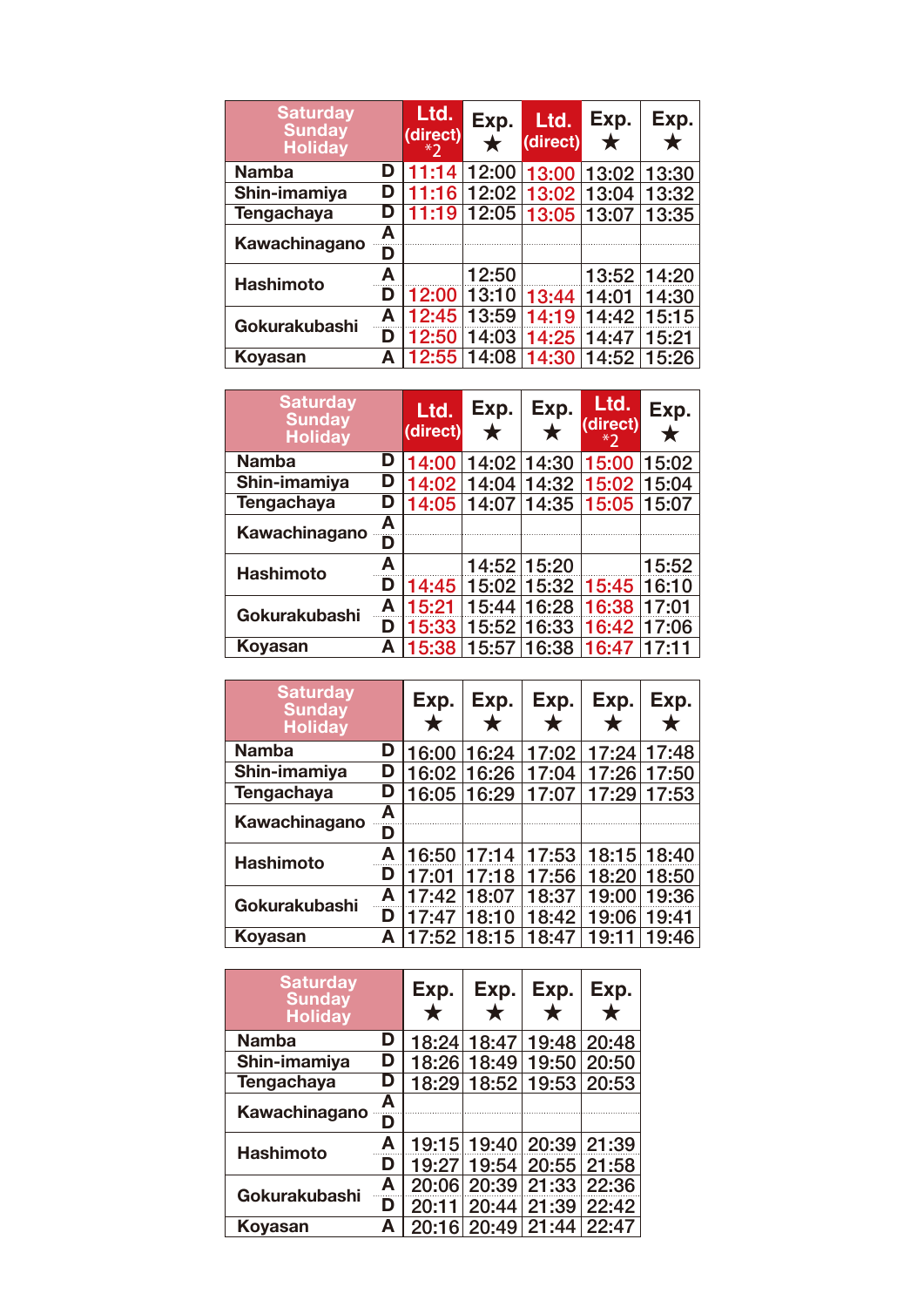| Saturday Sunday Holiday | | Ltd. (direct) *2 | Exp. ★ | Ltd. (direct) | Exp. ★ | Exp. ★ |
|---|---|---|---|---|---|---|
| Namba | D | 11:14 | 12:00 | 13:00 | 13:02 | 13:30 |
| Shin-imamiya | D | 11:16 | 12:02 | 13:02 | 13:04 | 13:32 |
| Tengachaya | D | 11:19 | 12:05 | 13:05 | 13:07 | 13:35 |
| Kawachinagano | A | | | | | |
| | D | | | | | |
| Hashimoto | A | | 12:50 | | 13:52 | 14:20 |
| | D | 12:00 | 13:10 | 13:44 | 14:01 | 14:30 |
| Gokurakubashi | A | 12:45 | 13:59 | 14:19 | 14:42 | 15:15 |
| | D | 12:50 | 14:03 | 14:25 | 14:47 | 15:21 |
| Koyasan | A | 12:55 | 14:08 | 14:30 | 14:52 | 15:26 |

| Saturday Sunday Holiday | | Ltd. (direct) | Exp. ★ | Exp. ★ | Ltd. (direct) *2 | Exp. ★ |
|---|---|---|---|---|---|---|
| Namba | D | 14:00 | 14:02 | 14:30 | 15:00 | 15:02 |
| Shin-imamiya | D | 14:02 | 14:04 | 14:32 | 15:02 | 15:04 |
| Tengachaya | D | 14:05 | 14:07 | 14:35 | 15:05 | 15:07 |
| Kawachinagano | A | | | | | |
| | D | | | | | |
| Hashimoto | A | | 14:52 | 15:20 | | 15:52 |
| | D | 14:45 | 15:02 | 15:32 | 15:45 | 16:10 |
| Gokurakubashi | A | 15:21 | 15:44 | 16:28 | 16:38 | 17:01 |
| | D | 15:33 | 15:52 | 16:33 | 16:42 | 17:06 |
| Koyasan | A | 15:38 | 15:57 | 16:38 | 16:47 | 17:11 |

| Saturday Sunday Holiday | | Exp. ★ | Exp. ★ | Exp. ★ | Exp. ★ | Exp. ★ |
|---|---|---|---|---|---|---|
| Namba | D | 16:00 | 16:24 | 17:02 | 17:24 | 17:48 |
| Shin-imamiya | D | 16:02 | 16:26 | 17:04 | 17:26 | 17:50 |
| Tengachaya | D | 16:05 | 16:29 | 17:07 | 17:29 | 17:53 |
| Kawachinagano | A | | | | | |
| | D | | | | | |
| Hashimoto | A | 16:50 | 17:14 | 17:53 | 18:15 | 18:40 |
| | D | 17:01 | 17:18 | 17:56 | 18:20 | 18:50 |
| Gokurakubashi | A | 17:42 | 18:07 | 18:37 | 19:00 | 19:36 |
| | D | 17:47 | 18:10 | 18:42 | 19:06 | 19:41 |
| Koyasan | A | 17:52 | 18:15 | 18:47 | 19:11 | 19:46 |

| Saturday Sunday Holiday | | Exp. ★ | Exp. ★ | Exp. ★ | Exp. ★ |
|---|---|---|---|---|---|
| Namba | D | 18:24 | 18:47 | 19:48 | 20:48 |
| Shin-imamiya | D | 18:26 | 18:49 | 19:50 | 20:50 |
| Tengachaya | D | 18:29 | 18:52 | 19:53 | 20:53 |
| Kawachinagano | A | | | | |
| | D | | | | |
| Hashimoto | A | 19:15 | 19:40 | 20:39 | 21:39 |
| | D | 19:27 | 19:54 | 20:55 | 21:58 |
| Gokurakubashi | A | 20:06 | 20:39 | 21:33 | 22:36 |
| | D | 20:11 | 20:44 | 21:39 | 22:42 |
| Koyasan | A | 20:16 | 20:49 | 21:44 | 22:47 |